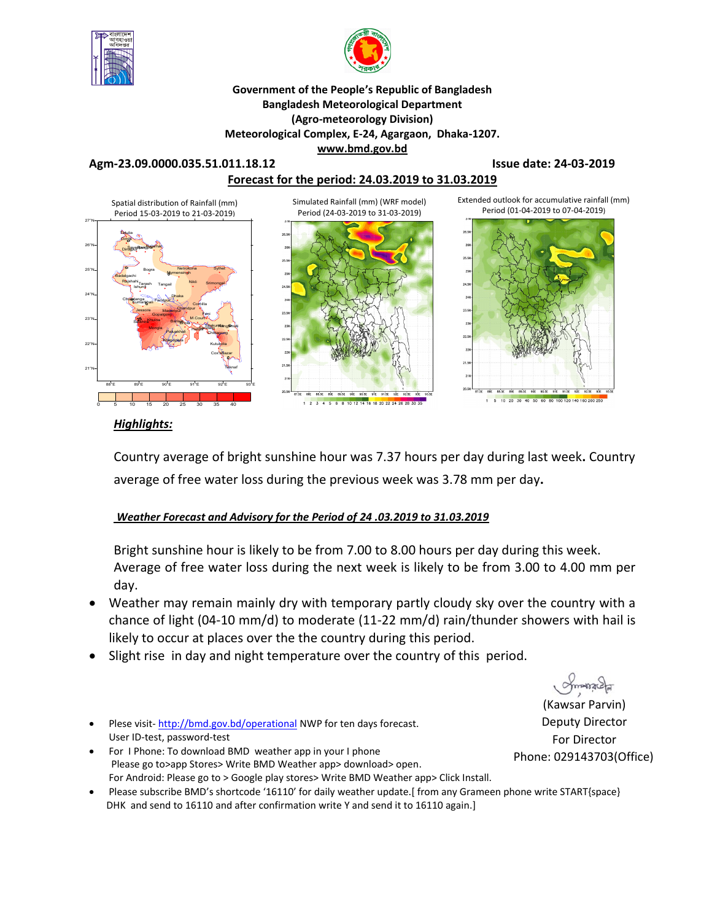**Government of the People's Republic of Bangladesh**
**Bangladesh Meteorological Department**
**(Agro-meteorology Division)**
**Meteorological Complex, E-24, Agargaon, Dhaka-1207.**
**www.bmd.gov.bd**

**Agm-23.09.0000.035.51.011.18.12** **Issue date: 24-03-2019**

**Forecast for the period: 24.03.2019 to 31.03.2019**

Spatial distribution of Rainfall (mm) Period 15-03-2019 to 21-03-2019)

Simulated Rainfall (mm) (WRF model) Period (24-03-2019 to 31-03-2019)

Extended outlook for accumulative rainfall (mm) Period (01-04-2019 to 07-04-2019)

***Highlights:***

Country average of bright sunshine hour was 7.37 hours per day during last week**.** Country average of free water loss during the previous week was 3.78 mm per day**.**

***Weather Forecast and Advisory for the Period of 24 .03.2019 to 31.03.2019***

Bright sunshine hour is likely to be from 7.00 to 8.00 hours per day during this week. Average of free water loss during the next week is likely to be from 3.00 to 4.00 mm per day.

- Weather may remain mainly dry with temporary partly cloudy sky over the country with a chance of light (04-10 mm/d) to moderate (11-22 mm/d) rain/thunder showers with hail is likely to occur at places over the the country during this period.
- Slight rise in day and night temperature over the country of this period.

(Kawsar Parvin)
Deputy Director
For Director
Phone: 029143703(Office)

- Plese visit- http://bmd.gov.bd/operational NWP for ten days forecast. User ID-test, password-test
- For I Phone: To download BMD weather app in your I phone Please go to>app Stores> Write BMD Weather app> download> open. For Android: Please go to > Google play stores> Write BMD Weather app> Click Install.
- Please subscribe BMD's shortcode '16110' for daily weather update.[ from any Grameen phone write START{space} DHK and send to 16110 and after confirmation write Y and send it to 16110 again.]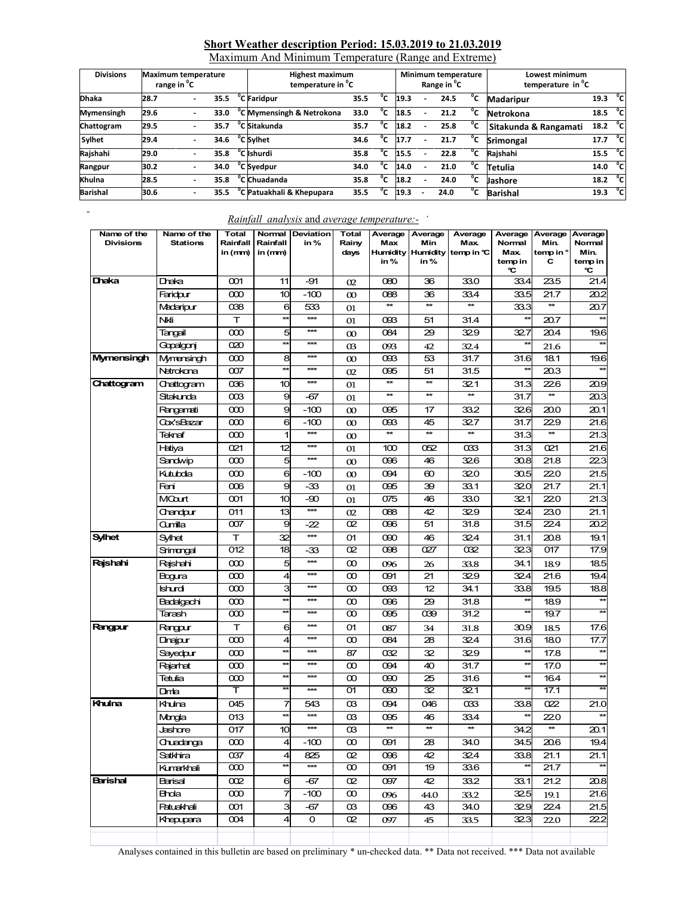## Short Weather description Period: 15.03.2019 to 21.03.2019

Maximum And Minimum Temperature (Range and Extreme)

| Divisions | Maximum temperature range in °C | Highest maximum temperature in °C | | Minimum temperature Range in °C | Lowest minimum temperature in °C | |
|---|---|---|---|---|---|---|
| Dhaka | 28.7 - 35.5 °C | Faridpur | 35.5 °C | 19.3 - 24.5 °C | Madaripur | 19.3 °C |
| Mymensingh | 29.6 - 33.0 °C | Mymensingh & Netrokona | 33.0 °C | 18.5 - 21.2 °C | Netrokona | 18.5 °C |
| Chattogram | 29.5 - 35.7 °C | Sitakunda | 35.7 °C | 18.2 - 25.8 °C | Sitakunda & Rangamati | 18.2 °C |
| Sylhet | 29.4 - 34.6 °C | Sylhet | 34.6 °C | 17.7 - 21.7 °C | Srimongal | 17.7 °C |
| Rajshahi | 29.0 - 35.8 °C | Ishurdi | 35.8 °C | 15.5 - 22.8 °C | Rajshahi | 15.5 °C |
| Rangpur | 30.2 - 34.0 °C | Syedpur | 34.0 °C | 14.0 - 21.0 °C | Tetulia | 14.0 °C |
| Khulna | 28.5 - 35.8 °C | Chuadanda | 35.8 °C | 18.2 - 24.0 °C | Jashore | 18.2 °C |
| Barishal | 30.6 - 35.5 °C | Patuakhali & Khepupara | 35.5 °C | 19.3 - 24.0 °C | Barishal | 19.3 °C |

*Rainfall analysis* and *average temperature:-*

| Name of the Divisions | Name of the Stations | Total Rainfall in (mm) | Normal Rainfall in (mm) | Deviation in % | Total Rainy days | Average Max Humidity in % | Average Min Humidity in % | Average Max. temp in °C | Average Normal Max. temp in °C | Average Min. temp in °C | Average Normal Min. temp in °C |
|---|---|---|---|---|---|---|---|---|---|---|---|
| Dhaka | Dhaka | 001 | 11 | -91 | 02 | 080 | 36 | 33.0 | 33.4 | 23.5 | 21.4 |
| | Faridpur | 000 | 10 | -100 | 00 | 088 | 36 | 33.4 | 33.5 | 21.7 | 20.2 |
| | Madaripur | 038 | 6 | 533 | 01 | ** | ** | ** | 33.3 | ** | 20.7 |
| | Nikli | T | ** | *** | 01 | 093 | 51 | 31.4 | ** | 20.7 | ** |
| | Tangail | 000 | 5 | *** | 00 | 084 | 29 | 32.9 | 32.7 | 20.4 | 19.6 |
| | Gopalgonj | 020 | ** | *** | 03 | 093 | 42 | 32.4 | ** | 21.6 | ** |
| Mymensingh | Mymensingh | 000 | 8 | *** | 00 | 093 | 53 | 31.7 | 31.6 | 18.1 | 19.6 |
| | Netrokona | 007 | ** | *** | 02 | 095 | 51 | 31.5 | ** | 20.3 | ** |
| Chattogram | Chattogram | 036 | 10 | *** | 01 | ** | ** | 32.1 | 31.3 | 22.6 | 20.9 |
| | Sitakunda | 003 | 9 | -67 | 01 | ** | ** | ** | 31.7 | ** | 20.3 |
| | Rangamati | 000 | 9 | -100 | 00 | 095 | 17 | 33.2 | 32.6 | 20.0 | 20.1 |
| | Cox'sBazar | 000 | 6 | -100 | 00 | 093 | 45 | 32.7 | 31.7 | 22.9 | 21.6 |
| | Teknaf | 000 | 1 | *** | 00 | ** | ** | ** | 31.3 | ** | 21.3 |
| | Hatiya | 021 | 12 | *** | 01 | 100 | 052 | 033 | 31.3 | 021 | 21.6 |
| | Sandwip | 000 | 5 | *** | 00 | 096 | 46 | 32.6 | 30.8 | 21.8 | 22.3 |
| | Kutubdia | 000 | 6 | -100 | 00 | 094 | 60 | 32.0 | 30.5 | 22.0 | 21.5 |
| | Feni | 006 | 9 | -33 | 01 | 095 | 39 | 33.1 | 32.0 | 21.7 | 21.1 |
| | MCourt | 001 | 10 | -90 | 01 | 075 | 46 | 33.0 | 32.1 | 22.0 | 21.3 |
| | Chandpur | 011 | 13 | *** | 02 | 088 | 42 | 32.9 | 32.4 | 23.0 | 21.1 |
| | Cumilla | 007 | 9 | -22 | 02 | 096 | 51 | 31.8 | 31.5 | 22.4 | 20.2 |
| Sylhet | Sylhet | T | 32 | *** | 01 | 090 | 46 | 32.4 | 31.1 | 20.8 | 19.1 |
| | Srimongal | 012 | 18 | -33 | 02 | 098 | 027 | 032 | 32.3 | 017 | 17.9 |
| Rajshahi | Rajshahi | 000 | 5 | *** | 00 | 096 | 26 | 33.8 | 34.1 | 18.9 | 18.5 |
| | Bogura | 000 | 4 | *** | 00 | 091 | 21 | 32.9 | 32.4 | 21.6 | 19.4 |
| | Ishurdi | 000 | 3 | *** | 00 | 093 | 12 | 34.1 | 33.8 | 19.5 | 18.8 |
| | Badalgachi | 000 | ** | *** | 00 | 096 | 29 | 31.8 | ** | 18.9 | ** |
| | Tarash | 000 | ** | *** | 00 | 095 | 039 | 31.2 | ** | 19.7 | ** |
| Rangpur | Rangpur | T | 6 | *** | 01 | 087 | 34 | 31.8 | 30.9 | 18.5 | 17.6 |
| | Dinajpur | 000 | 4 | *** | 00 | 084 | 28 | 32.4 | 31.6 | 18.0 | 17.7 |
| | Sayedpur | 000 | ** | *** | 87 | 032 | 32 | 32.9 | ** | 17.8 | ** |
| | Rajarhat | 000 | ** | *** | 00 | 094 | 40 | 31.7 | ** | 17.0 | ** |
| | Tetulia | 000 | ** | *** | 00 | 090 | 25 | 31.6 | ** | 16.4 | ** |
| | Dimla | T | ** | *** | 01 | 090 | 32 | 32.1 | ** | 17.1 | ** |
| Khulna | Khulna | 045 | 7 | 543 | 03 | 094 | 046 | 033 | 33.8 | 022 | 21.0 |
| | Mongla | 013 | ** | *** | 03 | 095 | 46 | 33.4 | ** | 22.0 | ** |
| | Jashore | 017 | 10 | *** | 03 | ** | ** | ** | 34.2 | ** | 20.1 |
| | Chuadanga | 000 | 4 | -100 | 00 | 091 | 28 | 34.0 | 34.5 | 20.6 | 19.4 |
| | Satkhira | 037 | 4 | 825 | 02 | 096 | 42 | 32.4 | 33.8 | 21.1 | 21.1 |
| | Kumarkhali | 000 | ** | *** | 00 | 091 | 19 | 33.6 | ** | 21.7 | ** |
| Barishal | Barisal | 002 | 6 | -67 | 02 | 097 | 42 | 33.2 | 33.1 | 21.2 | 20.8 |
| | Bhola | 000 | 7 | -100 | 00 | 096 | 44.0 | 33.2 | 32.5 | 19.1 | 21.6 |
| | Patuakhali | 001 | 3 | -67 | 03 | 096 | 43 | 34.0 | 32.9 | 22.4 | 21.5 |
| | Khepupara | 004 | 4 | 0 | 02 | 097 | 45 | 33.5 | 32.3 | 22.0 | 22.2 |

Analyses contained in this bulletin are based on preliminary * un-checked data. ** Data not received. *** Data not available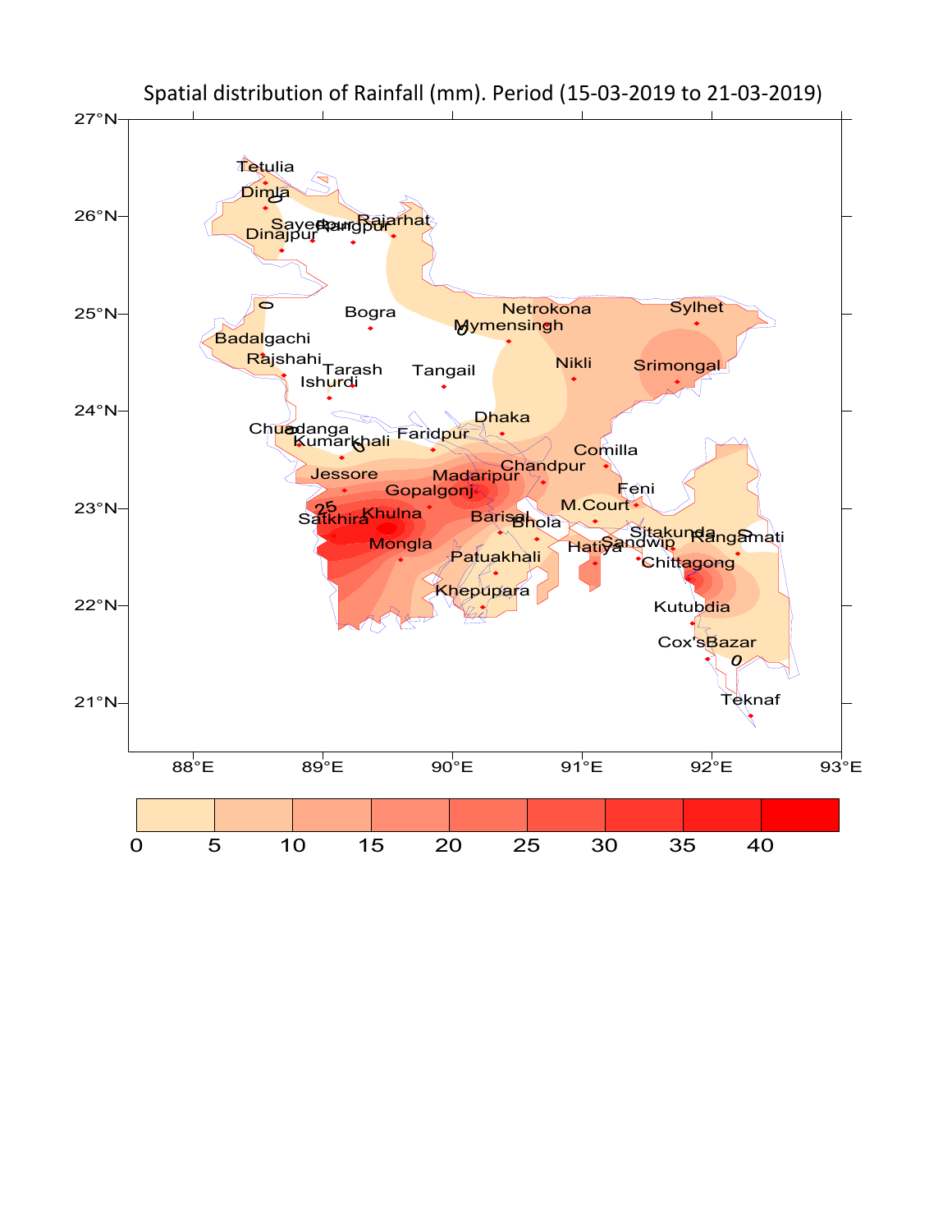Spatial distribution of Rainfall (mm). Period (15-03-2019 to 21-03-2019)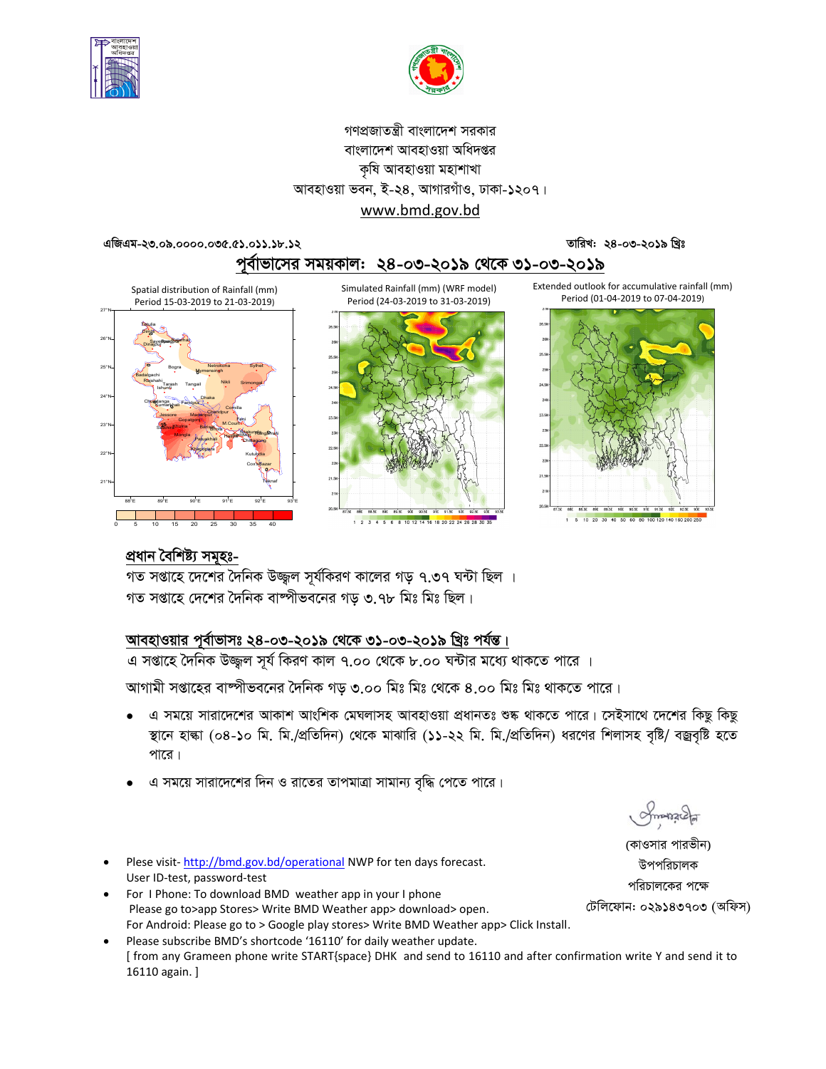গণপ্রজাতন্ত্রী বাংলাদেশ সরকার
বাংলাদেশ আবহাওয়া অধিদপ্তর
কৃষি আবহাওয়া মহাশাখা
আবহাওয়া ভবন, ই-২৪, আগারগাঁও, ঢাকা-১২০৭।
www.bmd.gov.bd

এজিএম-২৩.০৯.০০০০.০৩৫.৫১.০১১.১৮.১২ তারিখ: ২৪-০৩-২০১৯ খ্রিঃ

## পূর্বাভাসের সময়কাল: ২৪-০৩-২০১৯ থেকে ৩১-০৩-২০১৯

Spatial distribution of Rainfall (mm) Period 15-03-2019 to 21-03-2019)

Simulated Rainfall (mm) (WRF model) Period (24-03-2019 to 31-03-2019)

Extended outlook for accumulative rainfall (mm) Period (01-04-2019 to 07-04-2019)

### প্রধান বৈশিষ্ট্য সমূহঃ-

গত সপ্তাহে দেশের দৈনিক উজ্জ্বল সূর্যকিরণ কালের গড় ৭.৩৭ ঘন্টা ছিল ।
গত সপ্তাহে দেশের দৈনিক বাষ্পীভবনের গড় ৩.৭৮ মিঃ মিঃ ছিল।

### আবহাওয়ার পূর্বাভাসঃ ২৪-০৩-২০১৯ থেকে ৩১-০৩-২০১৯ খ্রিঃ পর্যন্ত।

এ সপ্তাহে দৈনিক উজ্জ্বল সূর্য কিরণ কাল ৭.০০ থেকে ৮.০০ ঘন্টার মধ্যে থাকতে পারে ।

আগামী সপ্তাহের বাষ্পীভবনের দৈনিক গড় ৩.০০ মিঃ মিঃ থেকে ৪.০০ মিঃ মিঃ থাকতে পারে।

- এ সময়ে সারাদেশের আকাশ আংশিক মেঘলাসহ আবহাওয়া প্রধানতঃ শুষ্ক থাকতে পারে। সেইসাথে দেশের কিছু কিছু স্থানে হাল্কা (০৪-১০ মি. মি./প্রতিদিন) থেকে মাঝারি (১১-২২ মি. মি./প্রতিদিন) ধরণের শিলাসহ বৃষ্টি/ বজ্রবৃষ্টি হতে পারে।
- এ সময়ে সারাদেশের দিন ও রাতের তাপমাত্রা সামান্য বৃদ্ধি পেতে পারে।

(কাওসার পারভীন)
উপপরিচালক
পরিচালকের পক্ষে
টেলিফোন: ০২৯১৪৩৭০৩ (অফিস)

- Plese visit- http://bmd.gov.bd/operational NWP for ten days forecast. User ID-test, password-test
- For I Phone: To download BMD weather app in your I phone Please go to>app Stores> Write BMD Weather app> download> open. For Android: Please go to > Google play stores> Write BMD Weather app> Click Install.
- Please subscribe BMD's shortcode '16110' for daily weather update. [ from any Grameen phone write START{space} DHK and send to 16110 and after confirmation write Y and send it to 16110 again. ]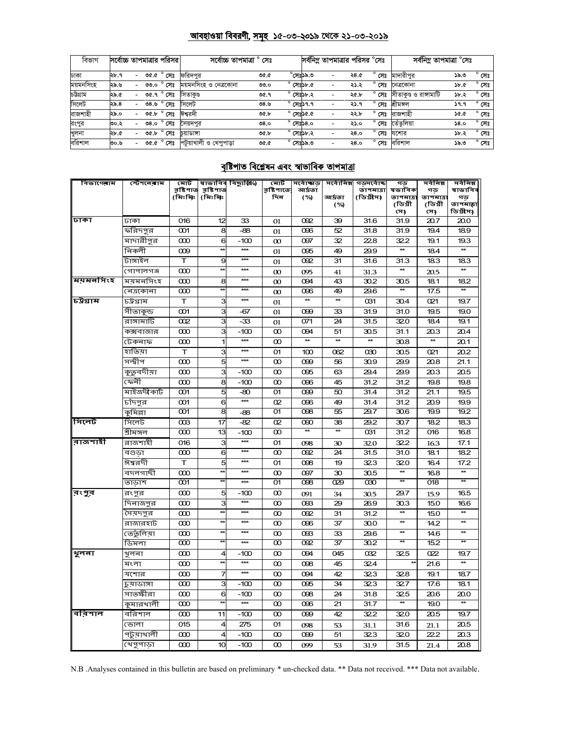## আবহাওয়া বিবরণী, সমূহ ১৫-০৩-২০১৯ থেকে ২১-০৩-২০১৯

| বিভাগ | সর্বোচ্চ তাপমাত্রার পরিসর | সর্বোচ্চ তাপমাত্রা ° সেঃ | | সর্বনিম্ন তাপমাত্রার পরিসর °সেঃ | সর্বনিম্ন তাপমাত্রা °সেঃ | |
|---|---|---|---|---|---|---|
| ঢাকা | ২৮.৭ - ৩৫.৫ ° সেঃ | ফরিদপুর | ৩৫.৫ ° সেঃ | ১৯.৩ - ২৪.৫ ° সেঃ | মাদারীপুর | ১৯.৩ ° সেঃ |
| ময়মনসিংহ | ২৯.৬ - ৩৩.০ ° সেঃ | ময়মনসিংহ ও নেত্রকোনা | ৩৩.০ ° সেঃ | ১৮.৫ - ২১.২ ° সেঃ | নেত্রকোনা | ১৮.৫ ° সেঃ |
| চট্টগ্রাম | ২৯.৫ - ৩৫.৭ ° সেঃ | সিতাকুণ্ড | ৩৫.৭ ° সেঃ | ১৮.২ - ২৫.৮ ° সেঃ | সীতাকুণ্ড ও রাঙ্গামাটি | ১৮.২ ° সেঃ |
| সিলেট | ২৯.৪ - ৩৪.৬ ° সেঃ | সিলেট | ৩৪.৬ ° সেঃ | ১৭.৭ - ২১.৭ ° সেঃ | শ্রীমঙ্গল | ১৭.৭ ° সেঃ |
| রাজশাহী | ২৯.০ - ৩৫.৮ ° সেঃ | ঈশ্বরদী | ৩৫.৮ ° সেঃ | ১৫.৫ - ২২.৮ ° সেঃ | রাজশাহী | ১৫.৫ ° সেঃ |
| রংপুর | ৩০.২ - ৩৪.০ ° সেঃ | সৈয়দপুর | ৩৪.০ ° সেঃ | ১৪.০ - ২১.০ ° সেঃ | তেঁতুলিয়া | ১৪.০ ° সেঃ |
| খুলনা | ২৮.৫ - ৩৫.৮ ° সেঃ | চুয়াডাঙ্গা | ৩৫.৮ ° সেঃ | ১৮.২ - ২৪.০ ° সেঃ | যশোর | ১৮.২ ° সেঃ |
| বরিশাল | ৩০.৬ - ৩৫.৫ ° সেঃ | পটুয়াখালী ও খেপুপাড়া | ৩৫.৫ ° সেঃ | ১৯.৩ - ২৪.০ ° সেঃ | বরিশাল | ১৯.৩ ° সেঃ |

## বৃষ্টিপাত বিশ্লেষন এবং স্বাভাবিক তাপমাত্রা

| বিভাগের নাম | স্টেশনের নাম | মোট বৃষ্টিপাত (মিঃমিঃ) | স্বাভাবিক বৃষ্টিপাত (মিঃমিঃ) | বিচ্যুতি(%) | মোট বৃষ্টিপাতের দিন | সর্বোচ্চ গড় আর্দ্রতা (%) | সর্বোনিম্ন আর্দ্রতা (%) | গড় সর্বোচ্চ তাপমাত্রা (ডিগ্রীসেঃ) | গড় স্বাভাবিক তাপমাত্রা (ডিগ্রী সেঃ) | সর্বনিম্ন গড় তাপমাত্রা (ডিগ্রী সেঃ) | সর্বনিম্ন স্বাভাবিক গড় তাপমাত্রা (ডিগ্রী সেঃ) |
|---|---|---|---|---|---|---|---|---|---|---|---|
| ঢাকা | ঢাকা | 016 | 12 | 33 | 01 | 092 | 39 | 31.6 | 31.9 | 20.7 | 20.0 |
| | ফরিদপুর | 001 | 8 | -88 | 01 | 096 | 52 | 31.8 | 31.9 | 19.4 | 18.9 |
| | মাদারীপুর | 000 | 6 | -100 | 00 | 097 | 32 | 22.8 | 32.2 | 19.1 | 19.3 |
| | নিকলী | 009 | ** | *** | 01 | 095 | 49 | 29.9 | ** | 18.4 | ** |
| | টাঙ্গাইল | T | 9 | *** | 01 | 092 | 31 | 31.6 | 31.3 | 18.3 | 18.3 |
| | গোপালগঞ্জ | 000 | ** | *** | 00 | 095 | 41 | 31.3 | ** | 20.5 | ** |
| ময়মনসিংহ | ময়মনসিংহ | 000 | 8 | *** | 00 | 094 | 43 | 30.2 | 30.5 | 18.1 | 18.2 |
| | নেত্রকোনা | 000 | ** | *** | 00 | 096 | 49 | 29.6 | ** | 17.5 | ** |
| চট্টগ্রাম | চট্টগ্রাম | T | 3 | *** | 01 | ** | ** | 031 | 30.4 | 021 | 19.7 |
| | সীতাকুন্ড | 001 | 3 | -67 | 01 | 099 | 33 | 31.9 | 31.0 | 19.5 | 19.0 |
| | রাঙ্গামাটি | 002 | 3 | -33 | 01 | 071 | 24 | 31.5 | 32.0 | 18.4 | 19.1 |
| | কক্সবাজার | 000 | 3 | -100 | 00 | 094 | 51 | 30.5 | 31.1 | 20.3 | 20.4 |
| | টেকনাফ | 000 | 1 | *** | 00 | ** | ** | ** | 30.8 | ** | 20.1 |
| | হাতিয়া | T | 3 | *** | 01 | 100 | 062 | 030 | 30.5 | 021 | 20.2 |
| | সন্দীপ | 000 | 5 | *** | 00 | 099 | 56 | 30.9 | 29.9 | 20.8 | 21.1 |
| | কুতুবদীয়া | 000 | 3 | -100 | 00 | 095 | 63 | 29.4 | 29.9 | 20.3 | 20.5 |
| | ফেনী | 000 | 8 | -100 | 00 | 096 | 45 | 31.2 | 31.2 | 19.8 | 19.8 |
| | মাইজদীকোর্ট | 001 | 5 | -80 | 01 | 099 | 50 | 31.4 | 31.2 | 21.1 | 19.5 |
| | চাঁদপুর | 001 | 6 | *** | 02 | 096 | 49 | 31.4 | 31.2 | 20.9 | 19.9 |
| | কুমিল্লা | 001 | 8 | -88 | 01 | 098 | 55 | 29.7 | 30.6 | 19.9 | 19.2 |
| সিলেট | সিলেট | 003 | 17 | -82 | 02 | 090 | 38 | 29.2 | 30.7 | 18.2 | 18.3 |
| | শ্রীমঙ্গল | 000 | 13 | -100 | 00 | ** | ** | 031 | 31.2 | 016 | 16.8 |
| রাজশাহী | রাজশাহী | 016 | 3 | *** | 01 | 098 | 30 | 32.0 | 32.2 | 16.3 | 17.1 |
| | বগুড়া | 000 | 6 | *** | 00 | 092 | 24 | 31.5 | 31.0 | 18.1 | 18.2 |
| | ঈশ্বরদী | T | 5 | *** | 01 | 098 | 19 | 32.3 | 32.0 | 16.4 | 17.2 |
| | বদলগাছী | 000 | ** | *** | 00 | 097 | 30 | 30.5 | ** | 16.8 | ** |
| | তাড়াশ | 001 | ** | *** | 01 | 098 | 029 | 030 | ** | 018 | ** |
| রংপুর | রংপুর | 000 | 5 | -100 | 00 | 091 | 34 | 30.5 | 29.7 | 15.9 | 16.5 |
| | দিনাজপুর | 000 | 3 | *** | 00 | 093 | 29 | 26.9 | 30.3 | 15.0 | 16.6 |
| | সৈয়দপুর | 000 | ** | *** | 00 | 092 | 31 | 31.2 | ** | 15.0 | ** |
| | রাজারহাট | 000 | ** | *** | 00 | 096 | 37 | 30.0 | ** | 14.2 | ** |
| | তেতুঁলিয়া | 000 | ** | *** | 00 | 093 | 33 | 29.6 | ** | 14.6 | ** |
| | ডিমলা | 000 | ** | *** | 00 | 092 | 37 | 30.2 | ** | 15.2 | ** |
| খুলনা | খুলনা | 000 | 4 | -100 | 00 | 094 | 045 | 032 | 32.5 | 022 | 19.7 |
| | মংলা | 000 | ** | *** | 00 | 098 | 45 | 32.4 | ** | 21.6 | ** |
| | যশোর | 000 | 7 | *** | 00 | 094 | 42 | 32.3 | 32.8 | 19.1 | 18.7 |
| | চুয়াডাঙ্গা | 000 | 3 | -100 | 00 | 095 | 34 | 32.3 | 32.7 | 17.6 | 18.1 |
| | সাতক্ষীরা | 000 | 6 | -100 | 00 | 098 | 24 | 31.8 | 32.5 | 20.6 | 20.0 |
| | কুমারখালী | 000 | ** | *** | 00 | 096 | 21 | 31.7 | ** | 19.0 | ** |
| বরিশাল | বরিশাল | 000 | 11 | -100 | 00 | 099 | 42 | 32.2 | 32.0 | 20.5 | 19.7 |
| | ভোলা | 015 | 4 | 275 | 01 | 098 | 53 | 31.1 | 31.6 | 21.1 | 20.5 |
| | পটুয়াখালী | 000 | 4 | -100 | 00 | 099 | 51 | 32.3 | 32.0 | 22.2 | 20.3 |
| | খেপুপাড়া | 000 | 10 | -100 | 00 | 099 | 53 | 31.9 | 31.5 | 21.4 | 20.8 |

N.B .Analyses contained in this bulletin are based on preliminary * un-checked data. ** Data not received. *** Data not available.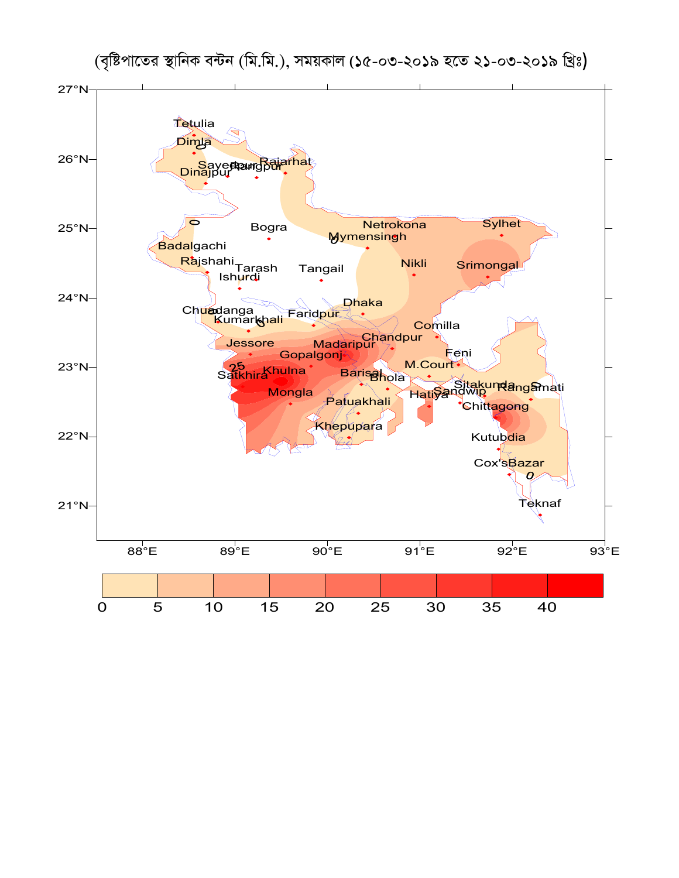(বৃষ্টিপাতের স্থানিক বন্টন (মি.মি.), সময়কাল (১৫-০৩-২০১৯ হতে ২১-০৩-২০১৯ খ্রিঃ)

27°N
26°N
25°N
24°N
23°N
22°N
21°N

88°E 89°E 90°E 91°E 92°E 93°E

Tetulia
Dimla
Saydpur
Rangpur
Rajarhat
Dinajpur
Bogra
Netrokona
Sylhet
Mymensingh
Badalgachi
Rajshahi
Tarash
Ishurdi
Tangail
Nikli
Srimongal
Dhaka
Chuadanga
Kumarkhali
Faridpur
Comilla
Chandpur
Jessore
Madaripur
Gopalgonj
Feni
M.Court
Satkhira
Khulna
Barisal
Bhola
Sitakunda
Rangamati
Sandwip
Hatiya
Mongla
Patuakhali
Chittagong
Khepupara
Kutubdia
Cox'sBazar
Teknaf

0
25

0 5 10 15 20 25 30 35 40